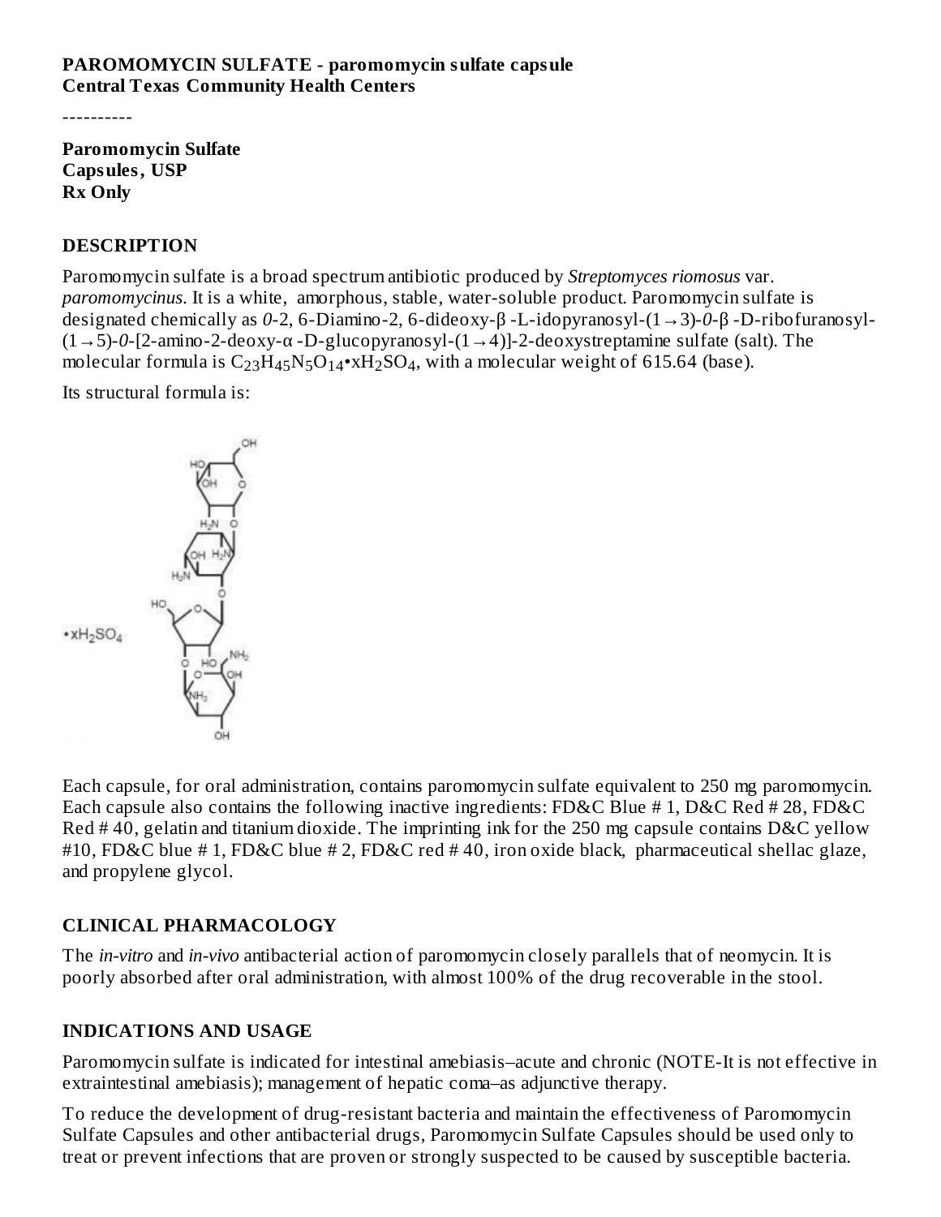**PAROMOMYCIN SULFATE - paromomycin sulfate capsule**
**Central Texas Community Health Centers**

----------

**Paromomycin Sulfate**
**Capsules, USP**
**Rx Only**

## DESCRIPTION

Paromomycin sulfate is a broad spectrum antibiotic produced by *Streptomyces riomosus* var. *paromomycinus*. It is a white, amorphous, stable, water-soluble product. Paromomycin sulfate is designated chemically as *0*-2, 6-Diamino-2, 6-dideoxy-β -L-idopyranosyl-(1→3)-*0*-β -D-ribofuranosyl-(1→5)-*0*-[2-amino-2-deoxy-α -D-glucopyranosyl-(1→4)]-2-deoxystreptamine sulfate (salt). The molecular formula is $C_{23}H_{45}N_5O_{14}$•$xH_2SO_4$, with a molecular weight of 615.64 (base).

Its structural formula is:

•$xH_2SO_4$

Each capsule, for oral administration, contains paromomycin sulfate equivalent to 250 mg paromomycin. Each capsule also contains the following inactive ingredients: FD&C Blue # 1, D&C Red # 28, FD&C Red # 40, gelatin and titanium dioxide. The imprinting ink for the 250 mg capsule contains D&C yellow #10, FD&C blue # 1, FD&C blue # 2, FD&C red # 40, iron oxide black, pharmaceutical shellac glaze, and propylene glycol.

## CLINICAL PHARMACOLOGY

The *in-vitro* and *in-vivo* antibacterial action of paromomycin closely parallels that of neomycin. It is poorly absorbed after oral administration, with almost 100% of the drug recoverable in the stool.

## INDICATIONS AND USAGE

Paromomycin sulfate is indicated for intestinal amebiasis–acute and chronic (NOTE-It is not effective in extraintestinal amebiasis); management of hepatic coma–as adjunctive therapy.

To reduce the development of drug-resistant bacteria and maintain the effectiveness of Paromomycin Sulfate Capsules and other antibacterial drugs, Paromomycin Sulfate Capsules should be used only to treat or prevent infections that are proven or strongly suspected to be caused by susceptible bacteria.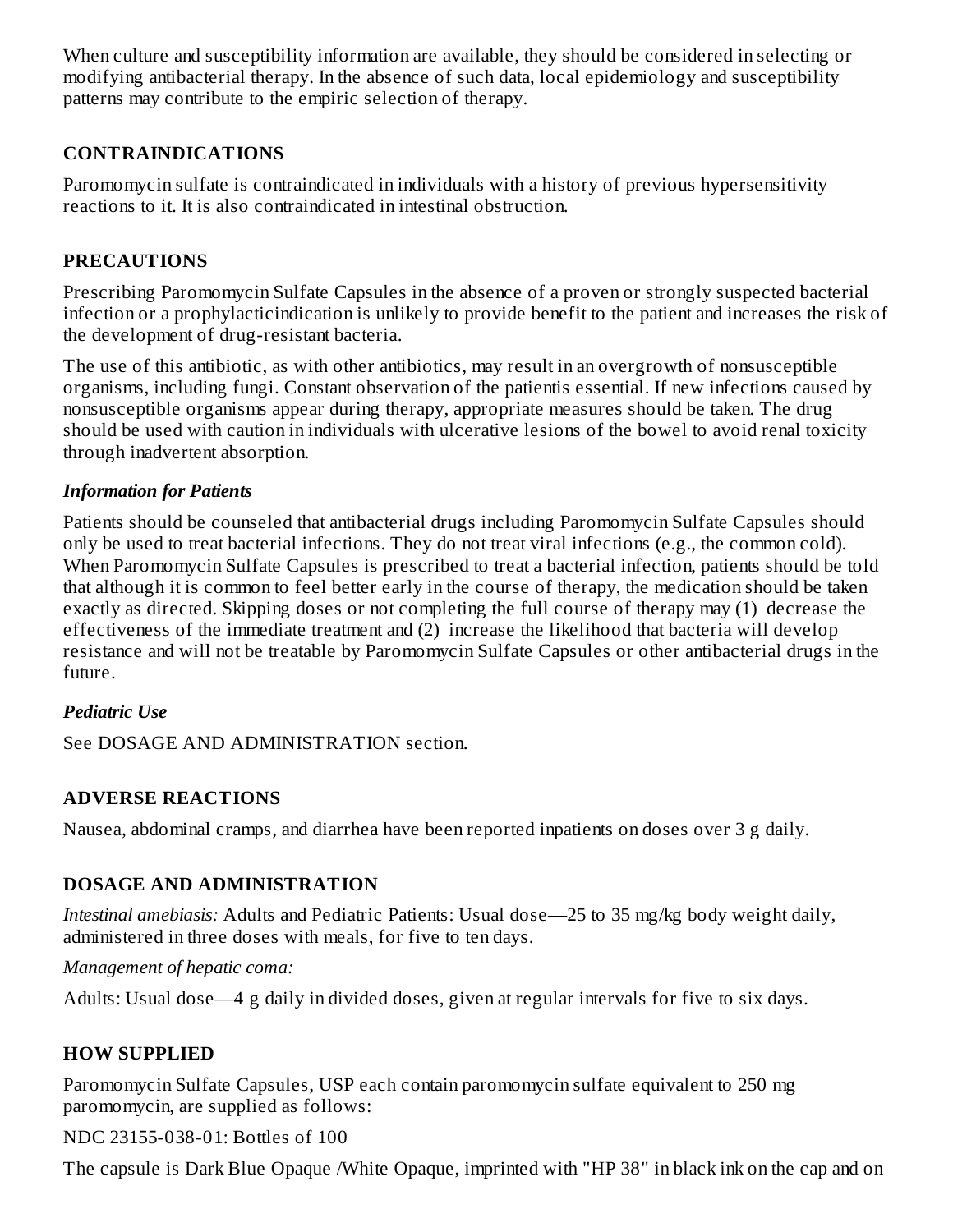When culture and susceptibility information are available, they should be considered in selecting or modifying antibacterial therapy. In the absence of such data, local epidemiology and susceptibility patterns may contribute to the empiric selection of therapy.

## CONTRAINDICATIONS

Paromomycin sulfate is contraindicated in individuals with a history of previous hypersensitivity reactions to it. It is also contraindicated in intestinal obstruction.

## PRECAUTIONS

Prescribing Paromomycin Sulfate Capsules in the absence of a proven or strongly suspected bacterial infection or a prophylacticindication is unlikely to provide benefit to the patient and increases the risk of the development of drug-resistant bacteria.

The use of this antibiotic, as with other antibiotics, may result in an overgrowth of nonsusceptible organisms, including fungi. Constant observation of the patientis essential. If new infections caused by nonsusceptible organisms appear during therapy, appropriate measures should be taken. The drug should be used with caution in individuals with ulcerative lesions of the bowel to avoid renal toxicity through inadvertent absorption.

### *Information for Patients*

Patients should be counseled that antibacterial drugs including Paromomycin Sulfate Capsules should only be used to treat bacterial infections. They do not treat viral infections (e.g., the common cold). When Paromomycin Sulfate Capsules is prescribed to treat a bacterial infection, patients should be told that although it is common to feel better early in the course of therapy, the medication should be taken exactly as directed. Skipping doses or not completing the full course of therapy may (1) decrease the effectiveness of the immediate treatment and (2) increase the likelihood that bacteria will develop resistance and will not be treatable by Paromomycin Sulfate Capsules or other antibacterial drugs in the future.

### *Pediatric Use*

See DOSAGE AND ADMINISTRATION section.

## ADVERSE REACTIONS

Nausea, abdominal cramps, and diarrhea have been reported inpatients on doses over 3 g daily.

## DOSAGE AND ADMINISTRATION

*Intestinal amebiasis:* Adults and Pediatric Patients: Usual dose—25 to 35 mg/kg body weight daily, administered in three doses with meals, for five to ten days.

*Management of hepatic coma:*

Adults: Usual dose—4 g daily in divided doses, given at regular intervals for five to six days.

## HOW SUPPLIED

Paromomycin Sulfate Capsules, USP each contain paromomycin sulfate equivalent to 250 mg paromomycin, are supplied as follows:

NDC 23155-038-01: Bottles of 100

The capsule is Dark Blue Opaque /White Opaque, imprinted with "HP 38" in black ink on the cap and on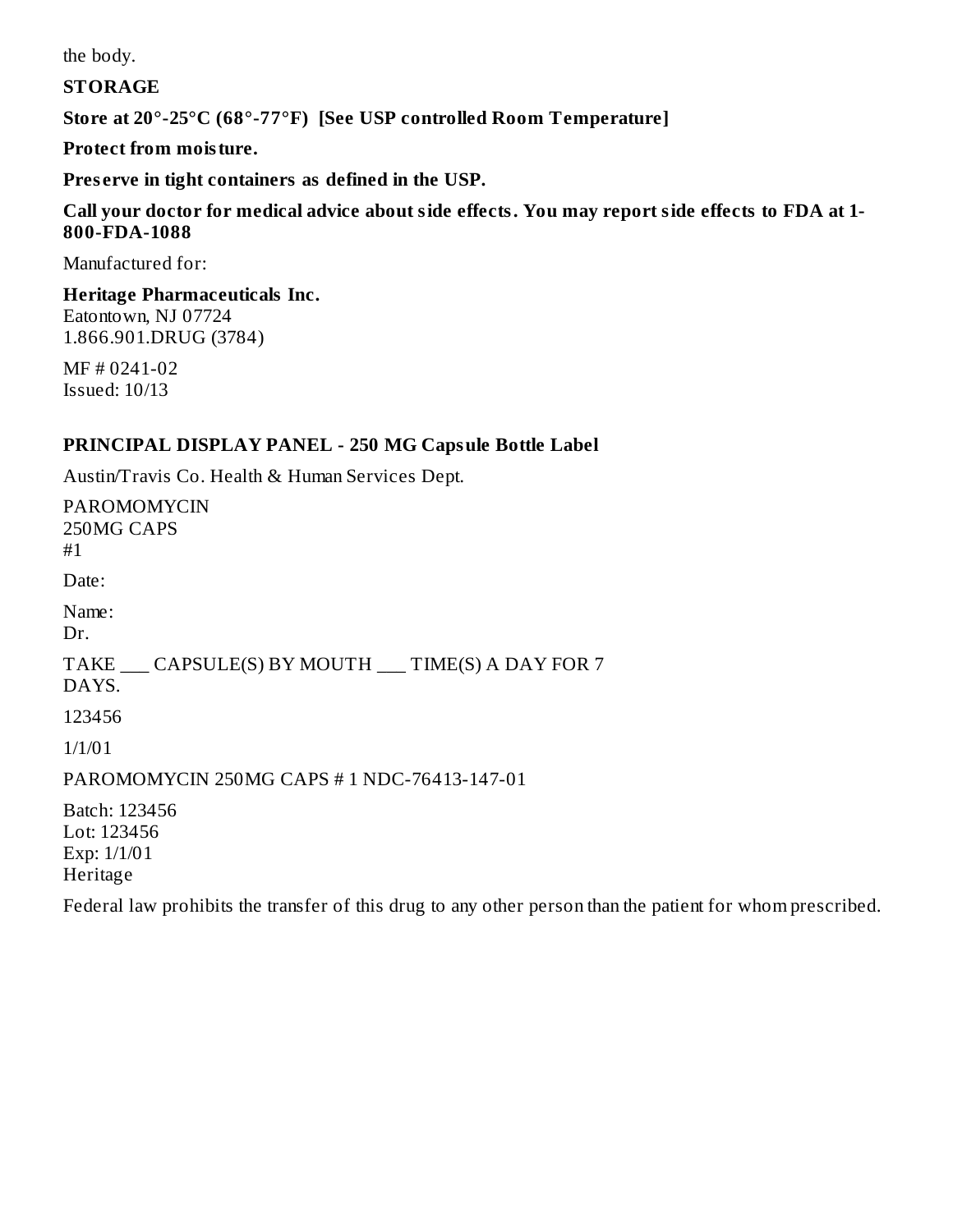the body.

**STORAGE**

**Store at 20°-25°C (68°-77°F) [See USP controlled Room Temperature]**

**Protect from moisture.**

**Preserve in tight containers as defined in the USP.**

**Call your doctor for medical advice about side effects. You may report side effects to FDA at 1-800-FDA-1088**

Manufactured for:

**Heritage Pharmaceuticals Inc.**
Eatontown, NJ 07724
1.866.901.DRUG (3784)

MF # 0241-02
Issued: 10/13

## PRINCIPAL DISPLAY PANEL - 250 MG Capsule Bottle Label

Austin/Travis Co. Health & Human Services Dept.

PAROMOMYCIN
250MG CAPS
#1

Date:

Name:
Dr.

TAKE ___ CAPSULE(S) BY MOUTH ___ TIME(S) A DAY FOR 7 DAYS.

123456

1/1/01

PAROMOMYCIN 250MG CAPS # 1 NDC-76413-147-01

Batch: 123456
Lot: 123456
Exp: 1/1/01
Heritage

Federal law prohibits the transfer of this drug to any other person than the patient for whom prescribed.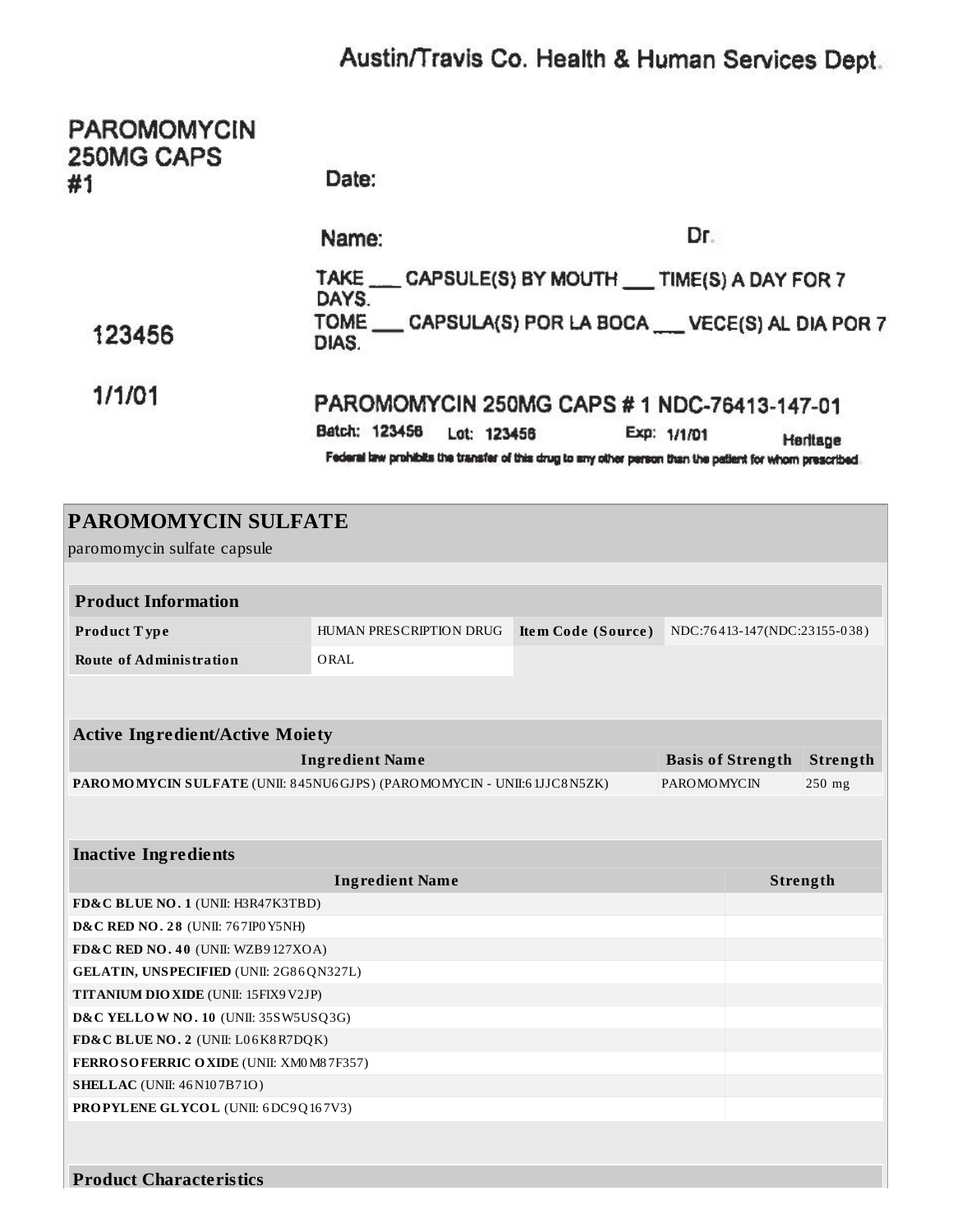Austin/Travis Co. Health & Human Services Dept.

PAROMOMYCIN
250MG CAPS
#1

Date:

Name: Dr.

TAKE ___ CAPSULE(S) BY MOUTH ___ TIME(S) A DAY FOR 7 DAYS.

TOME ___ CAPSULA(S) POR LA BOCA ___ VECE(S) AL DIA POR 7 DIAS.

123456

1/1/01

PAROMOMYCIN 250MG CAPS # 1 NDC-76413-147-01

Batch: 123456 Lot: 123456 Exp: 1/1/01 Heritage

Federal law prohibits the transfer of this drug to any other person than the patient for whom prescribed.

## PAROMOMYCIN SULFATE

paromomycin sulfate capsule

| Product Information | | | |
|---|---|---|---|
| **Product Type** | HUMAN PRESCRIPTION DRUG | **Item Code (Source)** | NDC:76413-147(NDC:23155-038) |
| **Route of Administration** | ORAL | | |

| Active Ingredient/Active Moiety | | |
|---|---|---|
| **Ingredient Name** | **Basis of Strength** | **Strength** |
| **PAROMOMYCIN SULFATE** (UNII: 845NU6GJPS) (PAROMOMYCIN - UNII:61JJC8N5ZK) | PAROMOMYCIN | 250 mg |

| Inactive Ingredients | |
|---|---|
| **Ingredient Name** | **Strength** |
| **FD&C BLUE NO. 1** (UNII: H3R47K3TBD) | |
| **D&C RED NO. 28** (UNII: 767IP0Y5NH) | |
| **FD&C RED NO. 40** (UNII: WZB9127XOA) | |
| **GELATIN, UNSPECIFIED** (UNII: 2G86QN327L) | |
| **TITANIUM DIOXIDE** (UNII: 15FIX9V2JP) | |
| **D&C YELLOW NO. 10** (UNII: 35SW5USQ3G) | |
| **FD&C BLUE NO. 2** (UNII: L06K8R7DQK) | |
| **FERROSOFERRIC OXIDE** (UNII: XM0M87F357) | |
| **SHELLAC** (UNII: 46N107B71O) | |
| **PROPYLENE GLYCOL** (UNII: 6DC9Q167V3) | |

**Product Characteristics**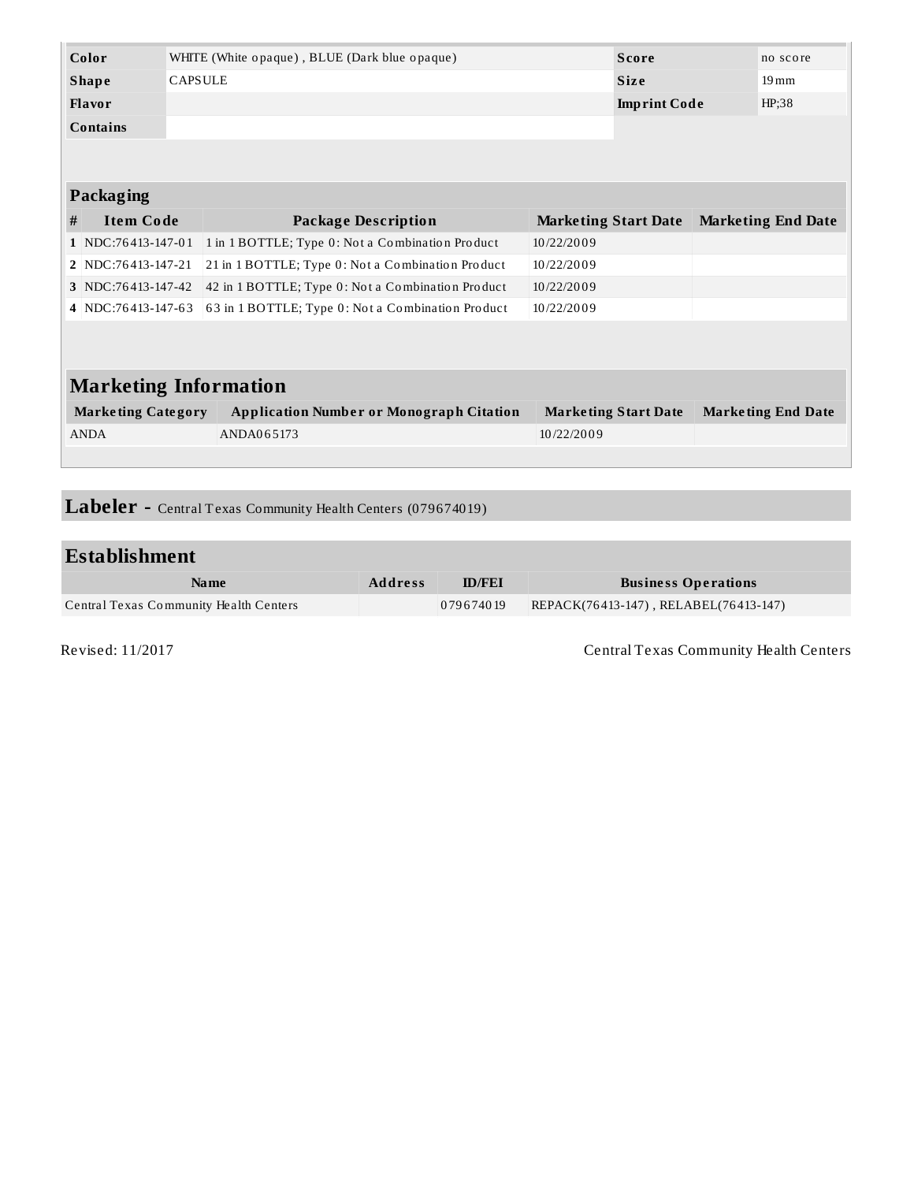| | | | |
|---|---|---|---|
| **Color** | WHITE (White opaque) , BLUE (Dark blue opaque) | **Score** | no score |
| **Shape** | CAPSULE | **Size** | 19mm |
| **Flavor** | | **Imprint Code** | HP;38 |
| **Contains** | | | |

## Packaging

| # | Item Code | Package Description | Marketing Start Date | Marketing End Date |
|---|---|---|---|---|
| 1 | NDC:76413-147-01 | 1 in 1 BOTTLE; Type 0: Not a Combination Product | 10/22/2009 | |
| 2 | NDC:76413-147-21 | 21 in 1 BOTTLE; Type 0: Not a Combination Product | 10/22/2009 | |
| 3 | NDC:76413-147-42 | 42 in 1 BOTTLE; Type 0: Not a Combination Product | 10/22/2009 | |
| 4 | NDC:76413-147-63 | 63 in 1 BOTTLE; Type 0: Not a Combination Product | 10/22/2009 | |

## Marketing Information

| Marketing Category | Application Number or Monograph Citation | Marketing Start Date | Marketing End Date |
|---|---|---|---|
| ANDA | ANDA065173 | 10/22/2009 | |

## Labeler - Central Texas Community Health Centers (079674019)

## Establishment

| Name | Address | ID/FEI | Business Operations |
|---|---|---|---|
| Central Texas Community Health Centers | | 079674019 | REPACK(76413-147) , RELABEL(76413-147) |

Revised: 11/2017

Central Texas Community Health Centers